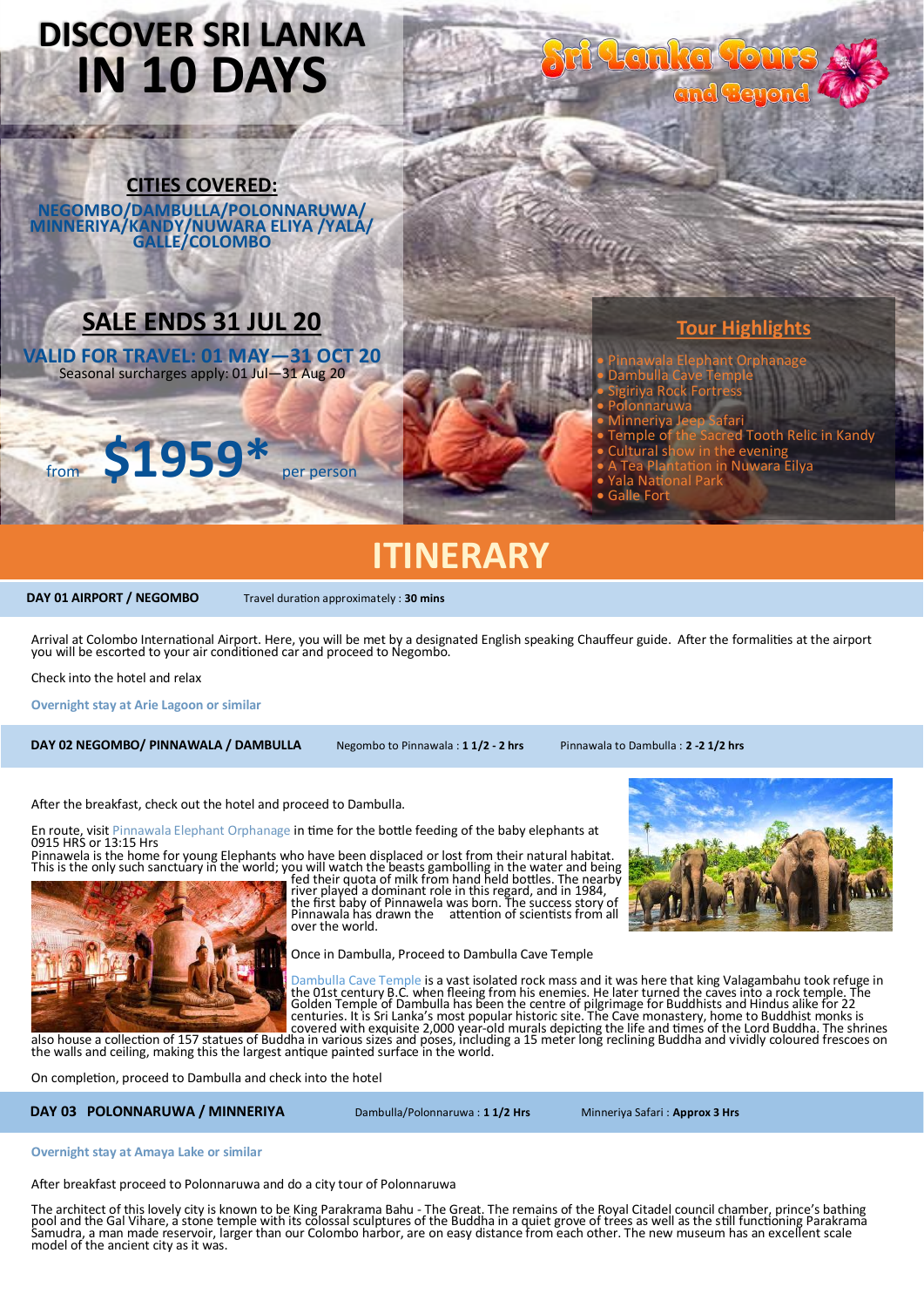# DISCOVER SRI LANKA IN 10 DAYS

Sri Lanka Tours and Beyond

**CITIES COVERED:**

NEGOMBO/DAMBULLA/POLONNARUWA/ MINNERIYA/KANDY/NUWARA ELIYA /YALA/ GALLE/COLOMBO

**SALE ENDS 31 JUL 20**

VALID FOR TRAVEL: 01 MAY—31 OCT 20

Seasonal surcharges apply: 01 Jul—31 Aug 20

from **$1959*** per person

## Tour Highlights

- Pinnawala Elephant Orphanage
- Dambulla Cave Temple
- Sigiriya Rock Fortress
- Polonnaruwa
- Minneriya Jeep Safari
- Temple of the Sacred Tooth Relic in Kandy
- Cultural show in the evening
- A Tea Plantation in Nuwara Eilya
- Yala National Park
- Galle Fort

# ITINERARY

**DAY 01 AIRPORT / NEGOMBO** Travel duration approximately : **30 mins**

Arrival at Colombo International Airport. Here, you will be met by a designated English speaking Chauffeur guide. After the formalities at the airport you will be escorted to your air conditioned car and proceed to Negombo.

Check into the hotel and relax

**Overnight stay at Arie Lagoon or similar**

**DAY 02 NEGOMBO/ PINNAWALA / DAMBULLA** Negombo to Pinnawala : **1 1/2 - 2 hrs** Pinnawala to Dambulla : **2 -2 1/2 hrs**

After the breakfast, check out the hotel and proceed to Dambulla.

En route, visit Pinnawala Elephant Orphanage in time for the bottle feeding of the baby elephants at 0915 HRS or 13:15 Hrs

Pinnawela is the home for young Elephants who have been displaced or lost from their natural habitat. This is the only such sanctuary in the world; you will watch the beasts gambolling in the water and being fed their quota of milk from hand held bottles. The nearby river played a dominant role in this regard, and in 1984, the first baby of Pinnawela was born. The success story of Pinnawala has drawn the attention of scientists from all over the world.

Once in Dambulla, Proceed to Dambulla Cave Temple

Dambulla Cave Temple is a vast isolated rock mass and it was here that king Valagambahu took refuge in the 01st century B.C. when fleeing from his enemies. He later turned the caves into a rock temple. The Golden Temple of Dambulla has been the centre of pilgrimage for Buddhists and Hindus alike for 22 centuries. It is Sri Lanka's most popular historic site. The Cave monastery, home to Buddhist monks is covered with exquisite 2,000 year-old murals depicting the life and times of the Lord Buddha. The shrines also house a collection of 157 statues of Buddha in various sizes and poses, including a 15 meter long reclining Buddha and vividly coloured frescoes on the walls and ceiling, making this the largest antique painted surface in the world.

On completion, proceed to Dambulla and check into the hotel

**DAY 03 POLONNARUWA / MINNERIYA** Dambulla/Polonnaruwa : **1 1/2 Hrs** Minneriya Safari : **Approx 3 Hrs**

**Overnight stay at Amaya Lake or similar**

After breakfast proceed to Polonnaruwa and do a city tour of Polonnaruwa

The architect of this lovely city is known to be King Parakrama Bahu - The Great. The remains of the Royal Citadel council chamber, prince's bathing pool and the Gal Vihare, a stone temple with its colossal sculptures of the Buddha in a quiet grove of trees as well as the still functioning Parakrama Samudra, a man made reservoir, larger than our Colombo harbor, are on easy distance from each other. The new museum has an excellent scale model of the ancient city as it was.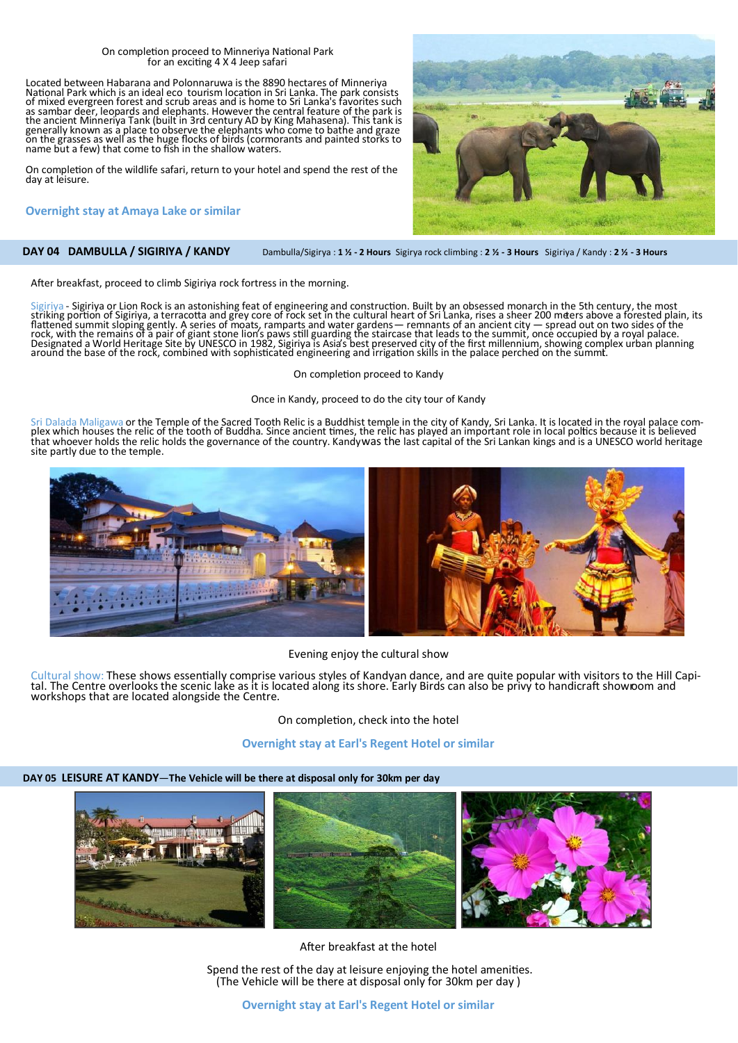On completion proceed to Minneriya National Park
for an exciting 4 X 4 Jeep safari

Located between Habarana and Polonnaruwa is the 8890 hectares of Minneriya National Park which is an ideal eco tourism location in Sri Lanka. The park consists of mixed evergreen forest and scrub areas and is home to Sri Lanka's favorites such as sambar deer, leopards and elephants. However the central feature of the park is the ancient Minneriya Tank (built in 3rd century AD by King Mahasena). This tank is generally known as a place to observe the elephants who come to bathe and graze on the grasses as well as the huge flocks of birds (cormorants and painted storks to name but a few) that come to fish in the shallow waters.

On completion of the wildlife safari, return to your hotel and spend the rest of the day at leisure.

**Overnight stay at Amaya Lake or similar**

## DAY 04 DAMBULLA / SIGIRIYA / KANDY

Dambulla/Sigirya : **1 ½ - 2 Hours** Sigirya rock climbing : **2 ½ - 3 Hours** Sigiriya / Kandy : **2 ½ - 3 Hours**

After breakfast, proceed to climb Sigiriya rock fortress in the morning.

Sigiriya - Sigiriya or Lion Rock is an astonishing feat of engineering and construction. Built by an obsessed monarch in the 5th century, the most striking portion of Sigiriya, a terracotta and grey core of rock set in the cultural heart of Sri Lanka, rises a sheer 200 meters above a forested plain, its flattened summit sloping gently. A series of moats, ramparts and water gardens— remnants of an ancient city — spread out on two sides of the rock, with the remains of a pair of giant stone lion's paws still guarding the staircase that leads to the summit, once occupied by a royal palace. Designated a World Heritage Site by UNESCO in 1982, Sigiriya is Asia's best preserved city of the first millennium, showing complex urban planning around the base of the rock, combined with sophisticated engineering and irrigation skills in the palace perched on the summit.

On completion proceed to Kandy

Once in Kandy, proceed to do the city tour of Kandy

Sri Dalada Maligawa or the Temple of the Sacred Tooth Relic is a Buddhist temple in the city of Kandy, Sri Lanka. It is located in the royal palace complex which houses the relic of the tooth of Buddha. Since ancient times, the relic has played an important role in local politics because it is believed that whoever holds the relic holds the governance of the country. Kandy was the last capital of the Sri Lankan kings and is a UNESCO world heritage site partly due to the temple.

Evening enjoy the cultural show

Cultural show: These shows essentially comprise various styles of Kandyan dance, and are quite popular with visitors to the Hill Capital. The Centre overlooks the scenic lake as it is located along its shore. Early Birds can also be privy to handicraft showroom and workshops that are located alongside the Centre.

On completion, check into the hotel

**Overnight stay at Earl's Regent Hotel or similar**

## DAY 05 LEISURE AT KANDY—The Vehicle will be there at disposal only for 30km per day

After breakfast at the hotel

Spend the rest of the day at leisure enjoying the hotel amenities.
(The Vehicle will be there at disposal only for 30km per day )

**Overnight stay at Earl's Regent Hotel or similar**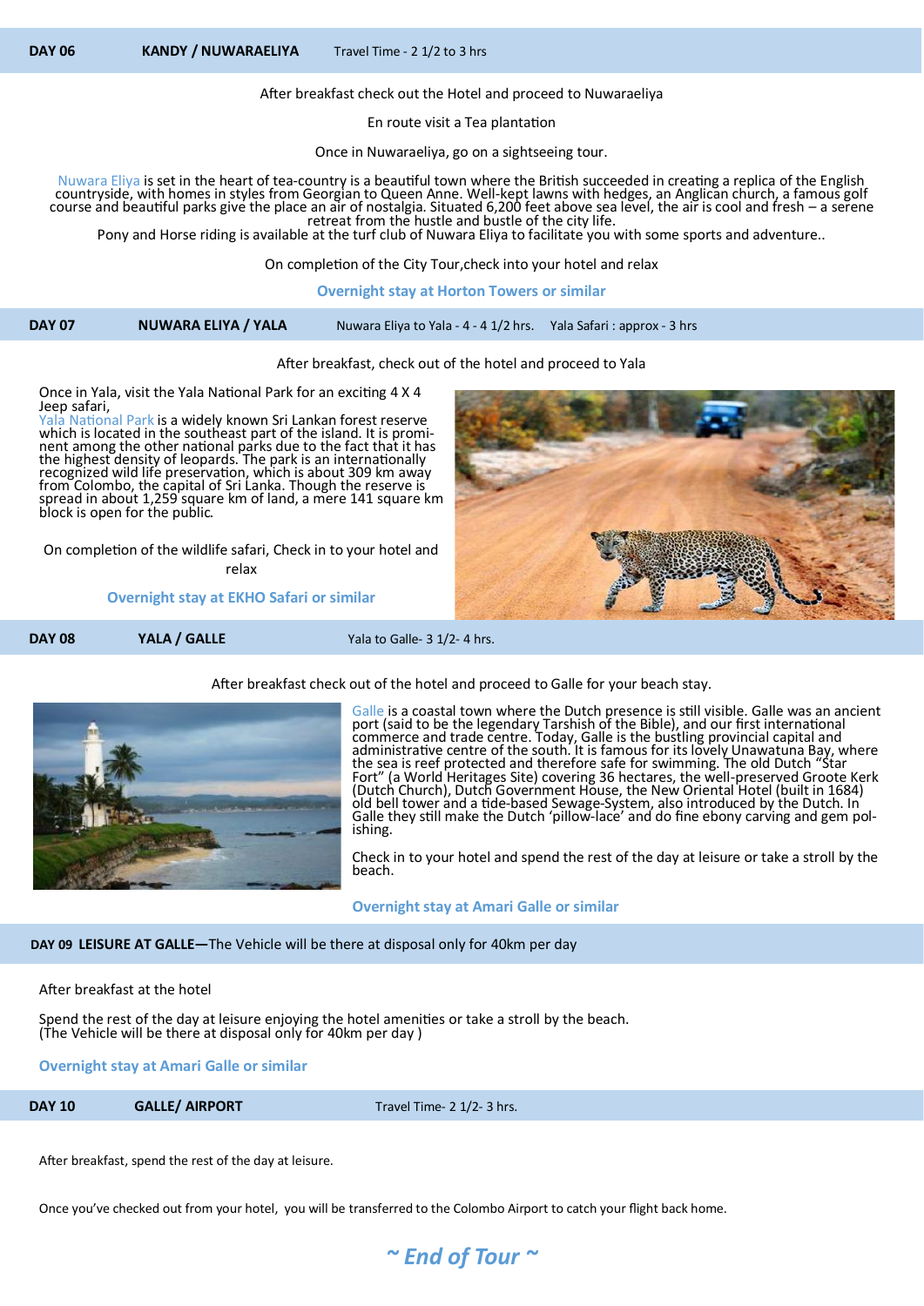## DAY 06 KANDY / NUWARAELIYA

Travel Time - 2 1/2 to 3 hrs

After breakfast check out the Hotel and proceed to Nuwaraeliya

En route visit a Tea plantation

Once in Nuwaraeliya, go on a sightseeing tour.

Nuwara Eliya is set in the heart of tea-country is a beautiful town where the British succeeded in creating a replica of the English countryside, with homes in styles from Georgian to Queen Anne. Well-kept lawns with hedges, an Anglican church, a famous golf course and beautiful parks give the place an air of nostalgia. Situated 6,200 feet above sea level, the air is cool and fresh – a serene retreat from the hustle and bustle of the city life.
Pony and Horse riding is available at the turf club of Nuwara Eliya to facilitate you with some sports and adventure..

On completion of the City Tour,check into your hotel and relax

**Overnight stay at Horton Towers or similar**

## DAY 07 NUWARA ELIYA / YALA

Nuwara Eliya to Yala - 4 - 4 1/2 hrs. Yala Safari : approx - 3 hrs

After breakfast, check out of the hotel and proceed to Yala

Once in Yala, visit the Yala National Park for an exciting 4 X 4 Jeep safari,
Yala National Park is a widely known Sri Lankan forest reserve which is located in the southeast part of the island. It is prominent among the other national parks due to the fact that it has the highest density of leopards. The park is an internationally recognized wild life preservation, which is about 309 km away from Colombo, the capital of Sri Lanka. Though the reserve is spread in about 1,259 square km of land, a mere 141 square km block is open for the public.

On completion of the wildlife safari, Check in to your hotel and relax

**Overnight stay at EKHO Safari or similar**

## DAY 08 YALA / GALLE

Yala to Galle- 3 1/2- 4 hrs.

After breakfast check out of the hotel and proceed to Galle for your beach stay.

Galle is a coastal town where the Dutch presence is still visible. Galle was an ancient port (said to be the legendary Tarshish of the Bible), and our first international commerce and trade centre. Today, Galle is the bustling provincial capital and administrative centre of the south. It is famous for its lovely Unawatuna Bay, where the sea is reef protected and therefore safe for swimming. The old Dutch "Star Fort" (a World Heritages Site) covering 36 hectares, the well-preserved Groote Kerk (Dutch Church), Dutch Government House, the New Oriental Hotel (built in 1684) old bell tower and a tide-based Sewage-System, also introduced by the Dutch. In Galle they still make the Dutch 'pillow-lace' and do fine ebony carving and gem polishing.

Check in to your hotel and spend the rest of the day at leisure or take a stroll by the beach.

**Overnight stay at Amari Galle or similar**

## DAY 09 LEISURE AT GALLE—The Vehicle will be there at disposal only for 40km per day

After breakfast at the hotel

Spend the rest of the day at leisure enjoying the hotel amenities or take a stroll by the beach.
(The Vehicle will be there at disposal only for 40km per day )

**Overnight stay at Amari Galle or similar**

## DAY 10 GALLE/ AIRPORT

Travel Time- 2 1/2- 3 hrs.

After breakfast, spend the rest of the day at leisure.

Once you've checked out from your hotel, you will be transferred to the Colombo Airport to catch your flight back home.

***~ End of Tour ~***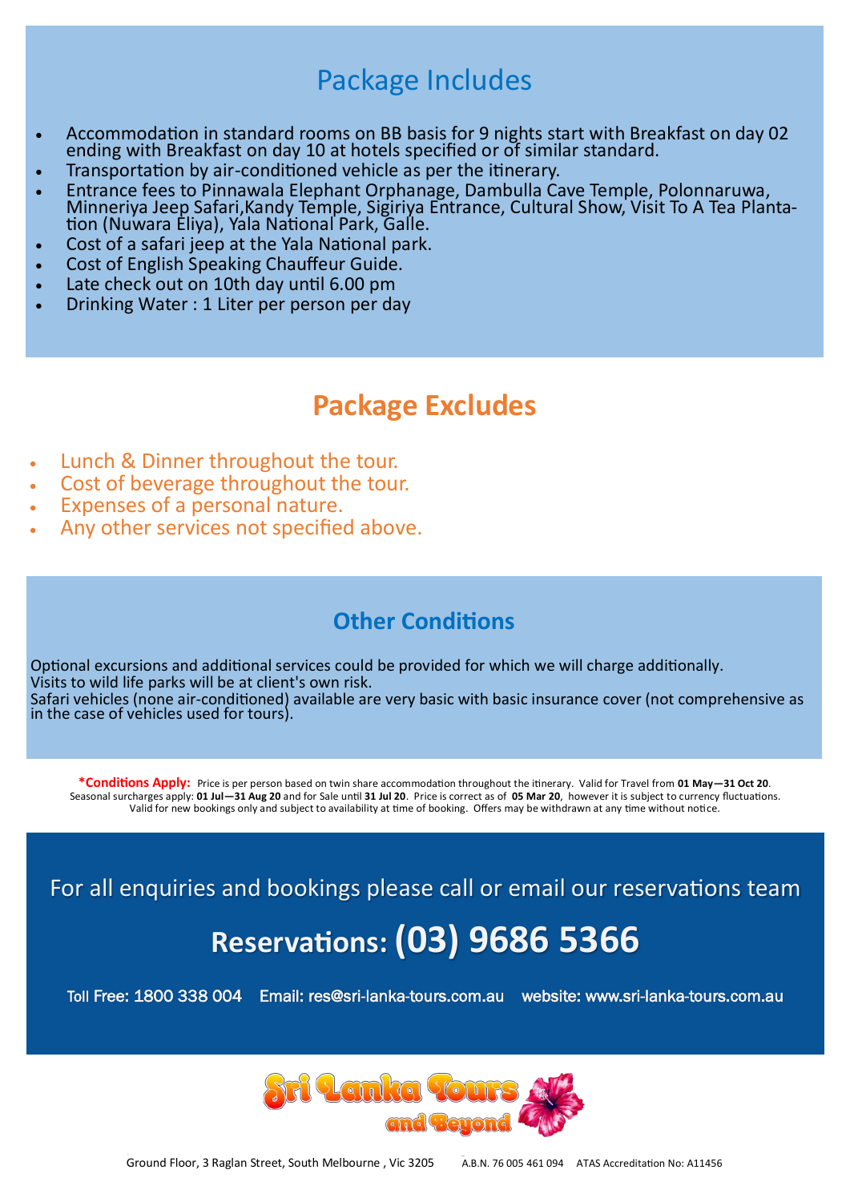## Package Includes

- Accommodation in standard rooms on BB basis for 9 nights start with Breakfast on day 02 ending with Breakfast on day 10 at hotels specified or of similar standard.
- Transportation by air-conditioned vehicle as per the itinerary.
- Entrance fees to Pinnawala Elephant Orphanage, Dambulla Cave Temple, Polonnaruwa, Minneriya Jeep Safari,Kandy Temple, Sigiriya Entrance, Cultural Show, Visit To A Tea Plantation (Nuwara Eliya), Yala National Park, Galle.
- Cost of a safari jeep at the Yala National park.
- Cost of English Speaking Chauffeur Guide.
- Late check out on 10th day until 6.00 pm
- Drinking Water : 1 Liter per person per day

## Package Excludes

- Lunch & Dinner throughout the tour.
- Cost of beverage throughout the tour.
- Expenses of a personal nature.
- Any other services not specified above.

## Other Conditions

Optional excursions and additional services could be provided for which we will charge additionally.
Visits to wild life parks will be at client's own risk.
Safari vehicles (none air-conditioned) available are very basic with basic insurance cover (not comprehensive as in the case of vehicles used for tours).

**\*Conditions Apply:** Price is per person based on twin share accommodation throughout the itinerary. Valid for Travel from **01 May—31 Oct 20**. Seasonal surcharges apply: **01 Jul—31 Aug 20** and for Sale until **31 Jul 20**. Price is correct as of **05 Mar 20**, however it is subject to currency fluctuations. Valid for new bookings only and subject to availability at time of booking. Offers may be withdrawn at any time without notice.

For all enquiries and bookings please call or email our reservations team

**Reservations: (03) 9686 5366**

Toll Free: 1800 338 004 Email: res@sri-lanka-tours.com.au website: www.sri-lanka-tours.com.au

Sri Lanka Tours and Beyond

Ground Floor, 3 Raglan Street, South Melbourne , Vic 3205 A.B.N. 76 005 461 094 ATAS Accreditation No: A11456